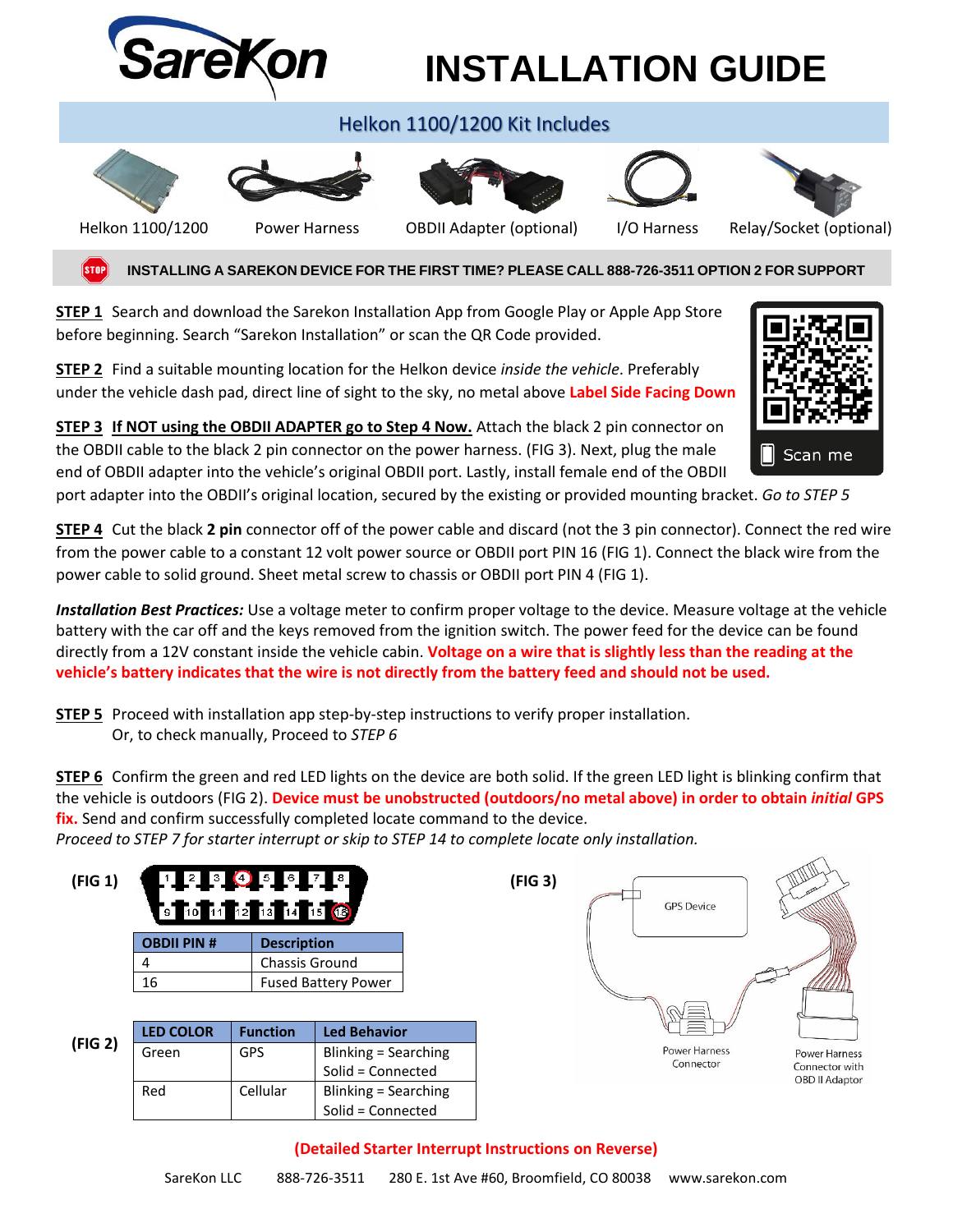# INSTALLATION GUIDE

## Helkon 1100/1200 Kit Includes

Helkon 1100/1200 | Power Harness | OBDII Adapter (optional) | I/O Harness | Relay/Socket (optional)

**INSTALLING A SAREKON DEVICE FOR THE FIRST TIME? PLEASE CALL 888-726-3511 OPTION 2 FOR SUPPORT**

**STEP 1** Search and download the Sarekon Installation App from Google Play or Apple App Store before beginning. Search "Sarekon Installation" or scan the QR Code provided.

Scan me

**STEP 2** Find a suitable mounting location for the Helkon device *inside the vehicle*. Preferably under the vehicle dash pad, direct line of sight to the sky, no metal above **Label Side Facing Down**

**STEP 3** **If NOT using the OBDII ADAPTER go to Step 4 Now.** Attach the black 2 pin connector on the OBDII cable to the black 2 pin connector on the power harness. (FIG 3). Next, plug the male end of OBDII adapter into the vehicle's original OBDII port. Lastly, install female end of the OBDII port adapter into the OBDII's original location, secured by the existing or provided mounting bracket. *Go to STEP 5*

**STEP 4** Cut the black **2 pin** connector off of the power cable and discard (not the 3 pin connector). Connect the red wire from the power cable to a constant 12 volt power source or OBDII port PIN 16 (FIG 1). Connect the black wire from the power cable to solid ground. Sheet metal screw to chassis or OBDII port PIN 4 (FIG 1).

***Installation Best Practices:*** Use a voltage meter to confirm proper voltage to the device. Measure voltage at the vehicle battery with the car off and the keys removed from the ignition switch. The power feed for the device can be found directly from a 12V constant inside the vehicle cabin. **Voltage on a wire that is slightly less than the reading at the vehicle's battery indicates that the wire is not directly from the battery feed and should not be used.**

**STEP 5** Proceed with installation app step-by-step instructions to verify proper installation.
Or, to check manually, Proceed to *STEP 6*

**STEP 6** Confirm the green and red LED lights on the device are both solid. If the green LED light is blinking confirm that the vehicle is outdoors (FIG 2). **Device must be unobstructed (outdoors/no metal above) in order to obtain *initial* GPS fix.** Send and confirm successfully completed locate command to the device.
*Proceed to STEP 7 for starter interrupt or skip to STEP 14 to complete locate only installation.*

**(FIG 1)**

| OBDII PIN # | Description |
|---|---|
| 4 | Chassis Ground |
| 16 | Fused Battery Power |

**(FIG 2)**

| LED COLOR | Function | Led Behavior |
|---|---|---|
| Green | GPS | Blinking = Searching<br>Solid = Connected |
| Red | Cellular | Blinking = Searching<br>Solid = Connected |

**(FIG 3)**

GPS Device

Power Harness Connector

Power Harness Connector with OBD II Adaptor

**(Detailed Starter Interrupt Instructions on Reverse)**

SareKon LLC 888-726-3511 280 E. 1st Ave #60, Broomfield, CO 80038 www.sarekon.com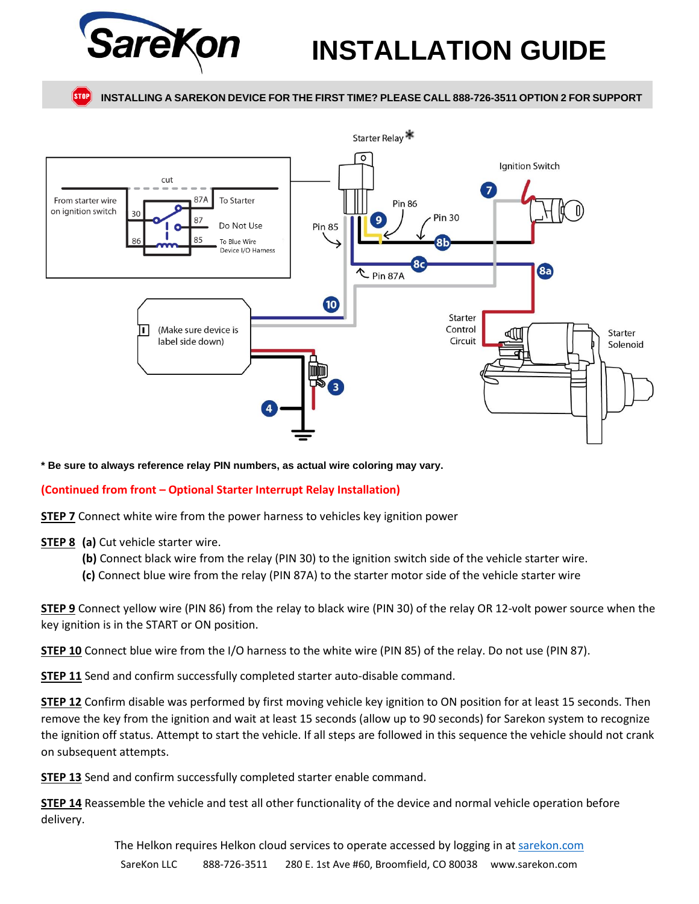# INSTALLATION GUIDE

**INSTALLING A SAREKON DEVICE FOR THE FIRST TIME? PLEASE CALL 888-726-3511 OPTION 2 FOR SUPPORT**

Starter Relay *

Ignition Switch

cut

From starter wire on ignition switch

87A To Starter

30

87 Do Not Use

86

85 To Blue Wire Device I/O Harness

Pin 86

Pin 30

Pin 85

Pin 87A

7

9

8b

8c

8a

10

(Make sure device is label side down)

Starter Control Circuit

Starter Solenoid

3

4

**\* Be sure to always reference relay PIN numbers, as actual wire coloring may vary.**

**(Continued from front – Optional Starter Interrupt Relay Installation)**

**STEP 7** Connect white wire from the power harness to vehicles key ignition power

**STEP 8** **(a)** Cut vehicle starter wire.

**(b)** Connect black wire from the relay (PIN 30) to the ignition switch side of the vehicle starter wire.

**(c)** Connect blue wire from the relay (PIN 87A) to the starter motor side of the vehicle starter wire

**STEP 9** Connect yellow wire (PIN 86) from the relay to black wire (PIN 30) of the relay OR 12-volt power source when the key ignition is in the START or ON position.

**STEP 10** Connect blue wire from the I/O harness to the white wire (PIN 85) of the relay. Do not use (PIN 87).

**STEP 11** Send and confirm successfully completed starter auto-disable command.

**STEP 12** Confirm disable was performed by first moving vehicle key ignition to ON position for at least 15 seconds. Then remove the key from the ignition and wait at least 15 seconds (allow up to 90 seconds) for Sarekon system to recognize the ignition off status. Attempt to start the vehicle. If all steps are followed in this sequence the vehicle should not crank on subsequent attempts.

**STEP 13** Send and confirm successfully completed starter enable command.

**STEP 14** Reassemble the vehicle and test all other functionality of the device and normal vehicle operation before delivery.

The Helkon requires Helkon cloud services to operate accessed by logging in at sarekon.com

SareKon LLC 888-726-3511 280 E. 1st Ave #60, Broomfield, CO 80038 www.sarekon.com